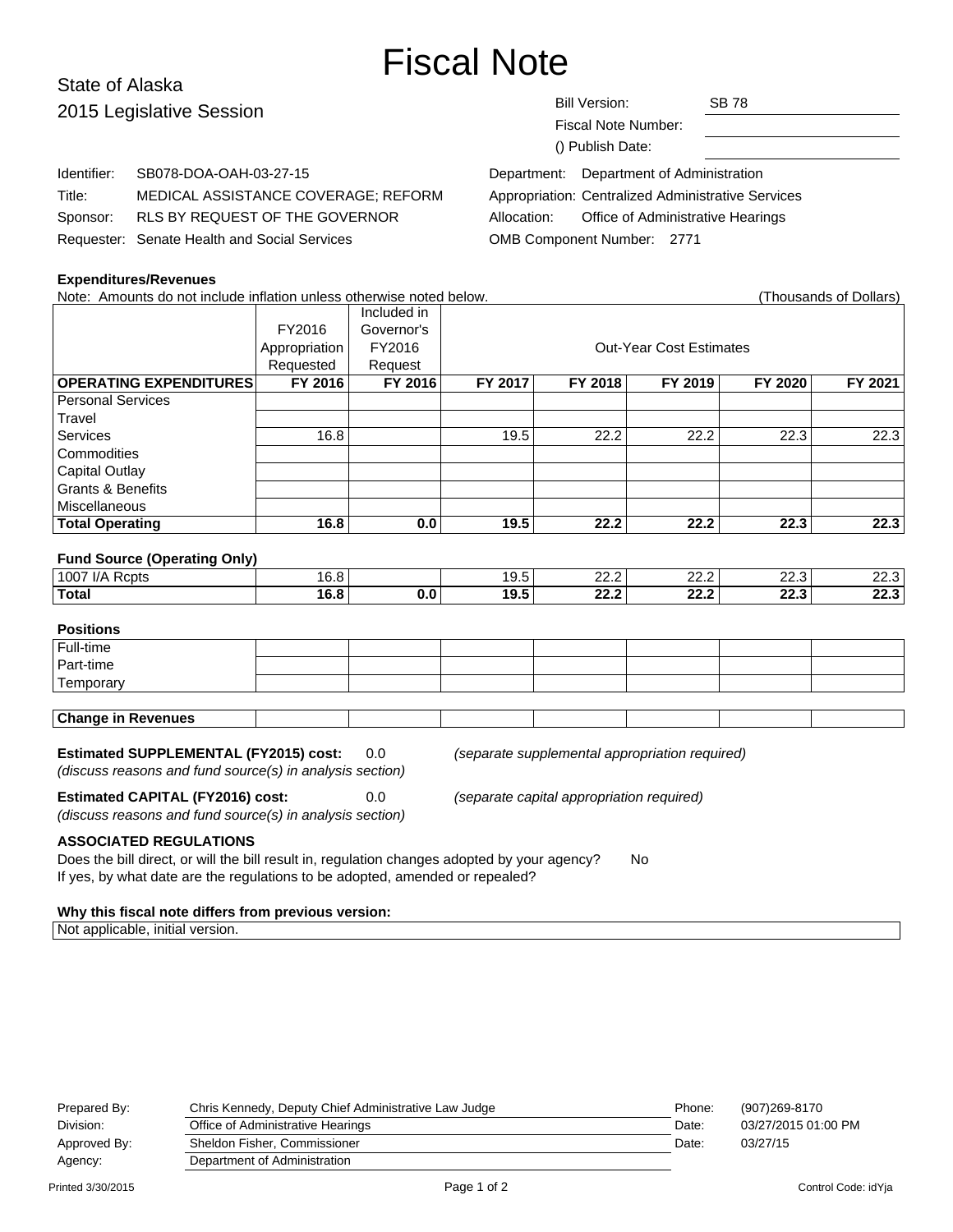# Fiscal Note

State of Alaska
2015 Legislative Session

| | |
|---|---|
| Bill Version: | SB 78 |
| Fiscal Note Number: | |
| () Publish Date: | |

| | | | |
|---|---|---|---|
| Identifier: | SB078-DOA-OAH-03-27-15 | Department: | Department of Administration |
| Title: | MEDICAL ASSISTANCE COVERAGE; REFORM | Appropriation: | Centralized Administrative Services |
| Sponsor: | RLS BY REQUEST OF THE GOVERNOR | Allocation: | Office of Administrative Hearings |
| Requester: | Senate Health and Social Services | OMB Component Number: | 2771 |

**Expenditures/Revenues**

Note: Amounts do not include inflation unless otherwise noted below. (Thousands of Dollars)

| | FY2016 Appropriation Requested | Included in Governor's FY2016 Request | Out-Year Cost Estimates | | | | |
|---|---|---|---|---|---|---|---|
| **OPERATING EXPENDITURES** | **FY 2016** | **FY 2016** | **FY 2017** | **FY 2018** | **FY 2019** | **FY 2020** | **FY 2021** |
| Personal Services | | | | | | | |
| Travel | | | | | | | |
| Services | 16.8 | | 19.5 | 22.2 | 22.2 | 22.3 | 22.3 |
| Commodities | | | | | | | |
| Capital Outlay | | | | | | | |
| Grants & Benefits | | | | | | | |
| Miscellaneous | | | | | | | |
| **Total Operating** | **16.8** | **0.0** | **19.5** | **22.2** | **22.2** | **22.3** | **22.3** |

**Fund Source (Operating Only)**

| | | | | | | | |
|---|---|---|---|---|---|---|---|
| 1007 I/A Rcpts | 16.8 | | 19.5 | 22.2 | 22.2 | 22.3 | 22.3 |
| **Total** | **16.8** | **0.0** | **19.5** | **22.2** | **22.2** | **22.3** | **22.3** |

**Positions**

| | | | | | | | |
|---|---|---|---|---|---|---|---|
| Full-time | | | | | | | |
| Part-time | | | | | | | |
| Temporary | | | | | | | |

| | | | | | | | |
|---|---|---|---|---|---|---|---|
| **Change in Revenues** | | | | | | | |

**Estimated SUPPLEMENTAL (FY2015) cost:** 0.0 *(separate supplemental appropriation required)*
*(discuss reasons and fund source(s) in analysis section)*

**Estimated CAPITAL (FY2016) cost:** 0.0 *(separate capital appropriation required)*
*(discuss reasons and fund source(s) in analysis section)*

**ASSOCIATED REGULATIONS**

Does the bill direct, or will the bill result in, regulation changes adopted by your agency? No
If yes, by what date are the regulations to be adopted, amended or repealed?

**Why this fiscal note differs from previous version:**

Not applicable, initial version.

| | | | |
|---|---|---|---|
| Prepared By: | Chris Kennedy, Deputy Chief Administrative Law Judge | Phone: | (907)269-8170 |
| Division: | Office of Administrative Hearings | Date: | 03/27/2015 01:00 PM |
| Approved By: | Sheldon Fisher, Commissioner | Date: | 03/27/15 |
| Agency: | Department of Administration | | |

Printed 3/30/2015 Control Code: idYja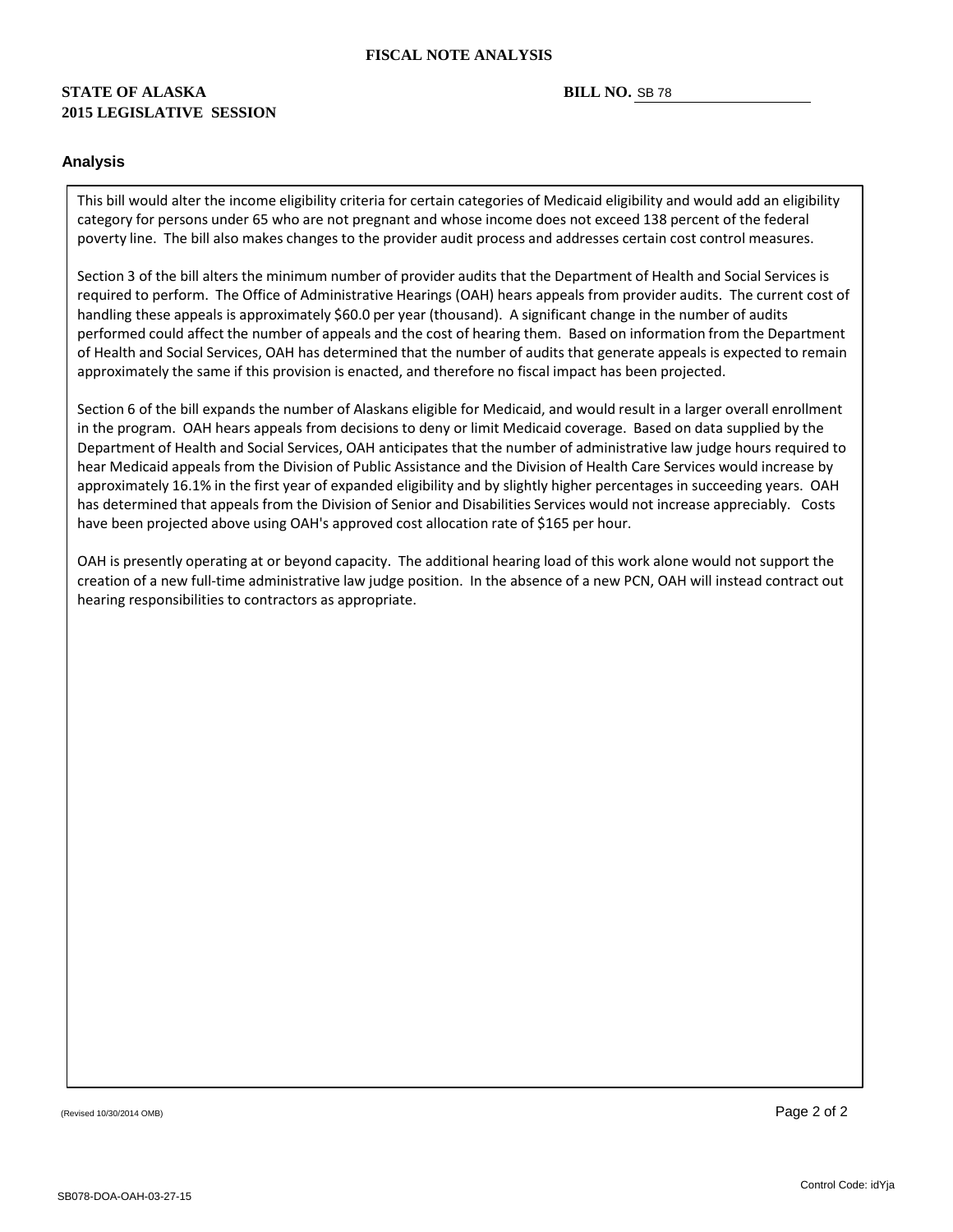**FISCAL NOTE ANALYSIS**

**STATE OF ALASKA**
**2015 LEGISLATIVE SESSION**

**BILL NO.** SB 78

## Analysis

This bill would alter the income eligibility criteria for certain categories of Medicaid eligibility and would add an eligibility category for persons under 65 who are not pregnant and whose income does not exceed 138 percent of the federal poverty line. The bill also makes changes to the provider audit process and addresses certain cost control measures.

Section 3 of the bill alters the minimum number of provider audits that the Department of Health and Social Services is required to perform. The Office of Administrative Hearings (OAH) hears appeals from provider audits. The current cost of handling these appeals is approximately $60.0 per year (thousand). A significant change in the number of audits performed could affect the number of appeals and the cost of hearing them. Based on information from the Department of Health and Social Services, OAH has determined that the number of audits that generate appeals is expected to remain approximately the same if this provision is enacted, and therefore no fiscal impact has been projected.

Section 6 of the bill expands the number of Alaskans eligible for Medicaid, and would result in a larger overall enrollment in the program. OAH hears appeals from decisions to deny or limit Medicaid coverage. Based on data supplied by the Department of Health and Social Services, OAH anticipates that the number of administrative law judge hours required to hear Medicaid appeals from the Division of Public Assistance and the Division of Health Care Services would increase by approximately 16.1% in the first year of expanded eligibility and by slightly higher percentages in succeeding years. OAH has determined that appeals from the Division of Senior and Disabilities Services would not increase appreciably. Costs have been projected above using OAH's approved cost allocation rate of $165 per hour.

OAH is presently operating at or beyond capacity. The additional hearing load of this work alone would not support the creation of a new full-time administrative law judge position. In the absence of a new PCN, OAH will instead contract out hearing responsibilities to contractors as appropriate.

(Revised 10/30/2014 OMB)

Control Code: idYja

SB078-DOA-OAH-03-27-15